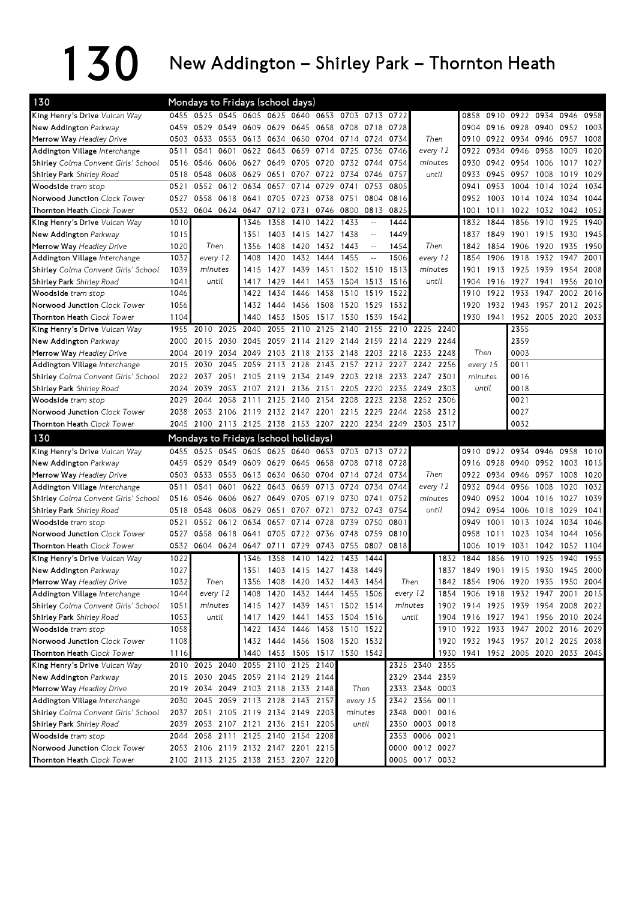# 130 New Addington – Shirley Park – Thornton Heath

## 130 Mondays to Fridays (school days)

| Stop | | | | | | | | | | | | | | | | | | |
|---|---|---|---|---|---|---|---|---|---|---|---|---|---|---|---|---|---|---|
| King Henry's Drive *Vulcan Way* | 0455 | 0525 | 0545 | 0605 | 0625 | 0640 | 0653 | 0703 | 0713 | 0722 | | | 0858 | 0910 | 0922 | 0934 | 0946 | 0958 |
| New Addington *Parkway* | 0459 | 0529 | 0549 | 0609 | 0629 | 0645 | 0658 | 0708 | 0718 | 0728 | Then | | 0904 | 0916 | 0928 | 0940 | 0952 | 1003 |
| Merrow Way *Headley Drive* | 0503 | 0533 | 0553 | 0613 | 0634 | 0650 | 0704 | 0714 | 0724 | 0734 | every 12 | | 0910 | 0922 | 0934 | 0946 | 0957 | 1008 |
| Addington Village *Interchange* | 0511 | 0541 | 0601 | 0622 | 0643 | 0659 | 0714 | 0725 | 0736 | 0746 | minutes | | 0922 | 0934 | 0946 | 0958 | 1009 | 1020 |
| Shirley *Colma Convent Girls' School* | 0516 | 0546 | 0606 | 0627 | 0649 | 0705 | 0720 | 0732 | 0744 | 0754 | until | | 0930 | 0942 | 0954 | 1006 | 1017 | 1027 |
| Shirley Park *Shirley Road* | 0518 | 0548 | 0608 | 0629 | 0651 | 0707 | 0722 | 0734 | 0746 | 0757 | | | 0933 | 0945 | 0957 | 1008 | 1019 | 1029 |
| Woodside *tram stop* | 0521 | 0552 | 0612 | 0634 | 0657 | 0714 | 0729 | 0741 | 0753 | 0805 | | | 0941 | 0953 | 1004 | 1014 | 1024 | 1034 |
| Norwood Junction *Clock Tower* | 0527 | 0558 | 0618 | 0641 | 0705 | 0723 | 0738 | 0751 | 0804 | 0816 | | | 0952 | 1003 | 1014 | 1024 | 1034 | 1044 |
| Thornton Heath *Clock Tower* | 0532 | 0604 | 0624 | 0647 | 0712 | 0731 | 0746 | 0800 | 0813 | 0825 | | | 1001 | 1011 | 1022 | 1032 | 1042 | 1052 |

| Stop | | | | | | | | | | | | | | | | | |
|---|---|---|---|---|---|---|---|---|---|---|---|---|---|---|---|---|---|
| King Henry's Drive *Vulcan Way* | 1010 | | 1346 | 1358 | 1410 | 1422 | 1433 | -- | 1444 | | | 1832 | 1844 | 1856 | 1910 | 1925 | 1940 |
| New Addington *Parkway* | 1015 | Then | 1351 | 1403 | 1415 | 1427 | 1438 | -- | 1449 | Then | | 1837 | 1849 | 1901 | 1915 | 1930 | 1945 |
| Merrow Way *Headley Drive* | 1020 | every 12 | 1356 | 1408 | 1420 | 1432 | 1443 | -- | 1454 | every 12 | | 1842 | 1854 | 1906 | 1920 | 1935 | 1950 |
| Addington Village *Interchange* | 1032 | minutes | 1408 | 1420 | 1432 | 1444 | 1455 | -- | 1506 | minutes | | 1854 | 1906 | 1918 | 1932 | 1947 | 2001 |
| Shirley *Colma Convent Girls' School* | 1039 | until | 1415 | 1427 | 1439 | 1451 | 1502 | 1510 | 1513 | until | | 1901 | 1913 | 1925 | 1939 | 1954 | 2008 |
| Shirley Park *Shirley Road* | 1041 | | 1417 | 1429 | 1441 | 1453 | 1504 | 1513 | 1516 | | | 1904 | 1916 | 1927 | 1941 | 1956 | 2010 |
| Woodside *tram stop* | 1046 | | 1422 | 1434 | 1446 | 1458 | 1510 | 1519 | 1522 | | | 1910 | 1922 | 1933 | 1947 | 2002 | 2016 |
| Norwood Junction *Clock Tower* | 1056 | | 1432 | 1444 | 1456 | 1508 | 1520 | 1529 | 1532 | | | 1920 | 1932 | 1943 | 1957 | 2012 | 2025 |
| Thornton Heath *Clock Tower* | 1104 | | 1440 | 1453 | 1505 | 1517 | 1530 | 1539 | 1542 | | | 1930 | 1941 | 1952 | 2005 | 2020 | 2033 |

| Stop | | | | | | | | | | | | | | |
|---|---|---|---|---|---|---|---|---|---|---|---|---|---|---|
| King Henry's Drive *Vulcan Way* | 1955 | 2010 | 2025 | 2040 | 2055 | 2110 | 2125 | 2140 | 2155 | 2210 | 2225 | 2240 | | 2355 |
| New Addington *Parkway* | 2000 | 2015 | 2030 | 2045 | 2059 | 2114 | 2129 | 2144 | 2159 | 2214 | 2229 | 2244 | Then | 2359 |
| Merrow Way *Headley Drive* | 2004 | 2019 | 2034 | 2049 | 2103 | 2118 | 2133 | 2148 | 2203 | 2218 | 2233 | 2248 | every 15 | 0003 |
| Addington Village *Interchange* | 2015 | 2030 | 2045 | 2059 | 2113 | 2128 | 2143 | 2157 | 2212 | 2227 | 2242 | 2256 | minutes | 0011 |
| Shirley *Colma Convent Girls' School* | 2022 | 2037 | 2051 | 2105 | 2119 | 2134 | 2149 | 2203 | 2218 | 2233 | 2247 | 2301 | until | 0016 |
| Shirley Park *Shirley Road* | 2024 | 2039 | 2053 | 2107 | 2121 | 2136 | 2151 | 2205 | 2220 | 2235 | 2249 | 2303 | | 0018 |
| Woodside *tram stop* | 2029 | 2044 | 2058 | 2111 | 2125 | 2140 | 2154 | 2208 | 2223 | 2238 | 2252 | 2306 | | 0021 |
| Norwood Junction *Clock Tower* | 2038 | 2053 | 2106 | 2119 | 2132 | 2147 | 2201 | 2215 | 2229 | 2244 | 2258 | 2312 | | 0027 |
| Thornton Heath *Clock Tower* | 2045 | 2100 | 2113 | 2125 | 2138 | 2153 | 2207 | 2220 | 2234 | 2249 | 2303 | 2317 | | 0032 |

## 130 Mondays to Fridays (school holidays)

| Stop | | | | | | | | | | | | | | | | | |
|---|---|---|---|---|---|---|---|---|---|---|---|---|---|---|---|---|---|
| King Henry's Drive *Vulcan Way* | 0455 | 0525 | 0545 | 0605 | 0625 | 0640 | 0653 | 0703 | 0713 | 0722 | | 0910 | 0922 | 0934 | 0946 | 0958 | 1010 |
| New Addington *Parkway* | 0459 | 0529 | 0549 | 0609 | 0629 | 0645 | 0658 | 0708 | 0718 | 0728 | Then | 0916 | 0928 | 0940 | 0952 | 1003 | 1015 |
| Merrow Way *Headley Drive* | 0503 | 0533 | 0553 | 0613 | 0634 | 0650 | 0704 | 0714 | 0724 | 0734 | every 12 | 0922 | 0934 | 0946 | 0957 | 1008 | 1020 |
| Addington Village *Interchange* | 0511 | 0541 | 0601 | 0622 | 0643 | 0659 | 0713 | 0724 | 0734 | 0744 | minutes | 0932 | 0944 | 0956 | 1008 | 1020 | 1032 |
| Shirley *Colma Convent Girls' School* | 0516 | 0546 | 0606 | 0627 | 0649 | 0705 | 0719 | 0730 | 0741 | 0752 | until | 0940 | 0952 | 1004 | 1016 | 1027 | 1039 |
| Shirley Park *Shirley Road* | 0518 | 0548 | 0608 | 0629 | 0651 | 0707 | 0721 | 0732 | 0743 | 0754 | | 0942 | 0954 | 1006 | 1018 | 1029 | 1041 |
| Woodside *tram stop* | 0521 | 0552 | 0612 | 0634 | 0657 | 0714 | 0728 | 0739 | 0750 | 0801 | | 0949 | 1001 | 1013 | 1024 | 1034 | 1046 |
| Norwood Junction *Clock Tower* | 0527 | 0558 | 0618 | 0641 | 0705 | 0722 | 0736 | 0748 | 0759 | 0810 | | 0958 | 1011 | 1023 | 1034 | 1044 | 1056 |
| Thornton Heath *Clock Tower* | 0532 | 0604 | 0624 | 0647 | 0711 | 0729 | 0743 | 0755 | 0807 | 0818 | | 1006 | 1019 | 1031 | 1042 | 1052 | 1104 |

| Stop | | | | | | | | | | | | | | | | | |
|---|---|---|---|---|---|---|---|---|---|---|---|---|---|---|---|---|---|
| King Henry's Drive *Vulcan Way* | 1022 | | 1346 | 1358 | 1410 | 1422 | 1433 | 1444 | | 1832 | 1844 | 1856 | 1910 | 1925 | 1940 | 1955 |
| New Addington *Parkway* | 1027 | Then | 1351 | 1403 | 1415 | 1427 | 1438 | 1449 | Then | 1837 | 1849 | 1901 | 1915 | 1930 | 1945 | 2000 |
| Merrow Way *Headley Drive* | 1032 | every 12 | 1356 | 1408 | 1420 | 1432 | 1443 | 1454 | every 12 | 1842 | 1854 | 1906 | 1920 | 1935 | 1950 | 2004 |
| Addington Village *Interchange* | 1044 | minutes | 1408 | 1420 | 1432 | 1444 | 1455 | 1506 | minutes | 1854 | 1906 | 1918 | 1932 | 1947 | 2001 | 2015 |
| Shirley *Colma Convent Girls' School* | 1051 | until | 1415 | 1427 | 1439 | 1451 | 1502 | 1514 | until | 1902 | 1914 | 1925 | 1939 | 1954 | 2008 | 2022 |
| Shirley Park *Shirley Road* | 1053 | | 1417 | 1429 | 1441 | 1453 | 1504 | 1516 | | 1904 | 1916 | 1927 | 1941 | 1956 | 2010 | 2024 |
| Woodside *tram stop* | 1058 | | 1422 | 1434 | 1446 | 1458 | 1510 | 1522 | | 1910 | 1922 | 1933 | 1947 | 2002 | 2016 | 2029 |
| Norwood Junction *Clock Tower* | 1108 | | 1432 | 1444 | 1456 | 1508 | 1520 | 1532 | | 1920 | 1932 | 1943 | 1957 | 2012 | 2025 | 2038 |
| Thornton Heath *Clock Tower* | 1116 | | 1440 | 1453 | 1505 | 1517 | 1530 | 1542 | | 1930 | 1941 | 1952 | 2005 | 2020 | 2033 | 2045 |

| Stop | | | | | | | | | | | |
|---|---|---|---|---|---|---|---|---|---|---|---|
| King Henry's Drive *Vulcan Way* | 2010 | 2025 | 2040 | 2055 | 2110 | 2125 | 2140 | | 2325 | 2340 | 2355 |
| New Addington *Parkway* | 2015 | 2030 | 2045 | 2059 | 2114 | 2129 | 2144 | Then | 2329 | 2344 | 2359 |
| Merrow Way *Headley Drive* | 2019 | 2034 | 2049 | 2103 | 2118 | 2133 | 2148 | every 15 | 2333 | 2348 | 0003 |
| Addington Village *Interchange* | 2030 | 2045 | 2059 | 2113 | 2128 | 2143 | 2157 | minutes | 2342 | 2356 | 0011 |
| Shirley *Colma Convent Girls' School* | 2037 | 2051 | 2105 | 2119 | 2134 | 2149 | 2203 | until | 2348 | 0001 | 0016 |
| Shirley Park *Shirley Road* | 2039 | 2053 | 2107 | 2121 | 2136 | 2151 | 2205 | | 2350 | 0003 | 0018 |
| Woodside *tram stop* | 2044 | 2058 | 2111 | 2125 | 2140 | 2154 | 2208 | | 2353 | 0006 | 0021 |
| Norwood Junction *Clock Tower* | 2053 | 2106 | 2119 | 2132 | 2147 | 2201 | 2215 | | 0000 | 0012 | 0027 |
| Thornton Heath *Clock Tower* | 2100 | 2113 | 2125 | 2138 | 2153 | 2207 | 2220 | | 0005 | 0017 | 0032 |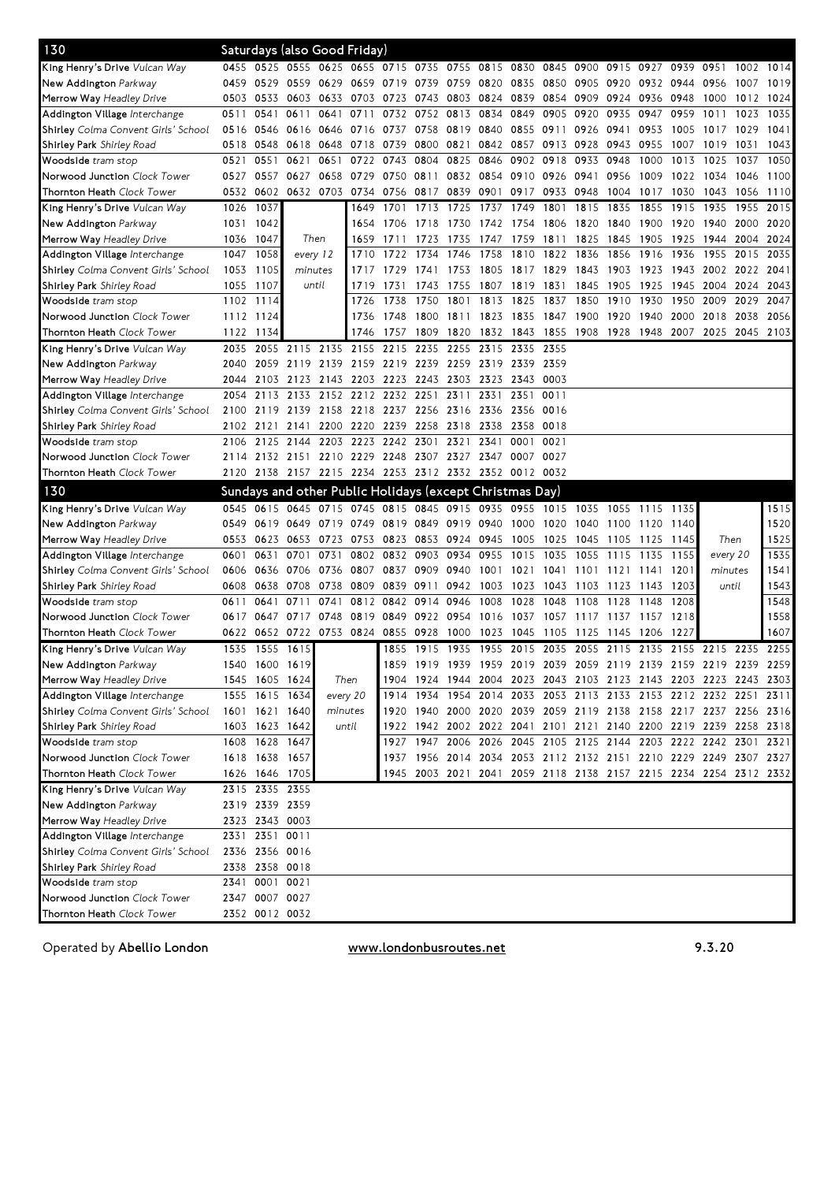## 130 Saturdays (also Good Friday)

| Stop | | | | | | | | | | | | | | | | | | |
|---|---|---|---|---|---|---|---|---|---|---|---|---|---|---|---|---|---|---|
| **King Henry's Drive** *Vulcan Way* | 0455 | 0525 | 0555 | 0625 | 0655 | 0715 | 0735 | 0755 | 0815 | 0830 | 0845 | 0900 | 0915 | 0927 | 0939 | 0951 | 1002 | 1014 |
| **New Addington** *Parkway* | 0459 | 0529 | 0559 | 0629 | 0659 | 0719 | 0739 | 0759 | 0820 | 0835 | 0850 | 0905 | 0920 | 0932 | 0944 | 0956 | 1007 | 1019 |
| **Merrow Way** *Headley Drive* | 0503 | 0533 | 0603 | 0633 | 0703 | 0723 | 0743 | 0803 | 0824 | 0839 | 0854 | 0909 | 0924 | 0936 | 0948 | 1000 | 1012 | 1024 |
| **Addington Village** *Interchange* | 0511 | 0541 | 0611 | 0641 | 0711 | 0732 | 0752 | 0813 | 0834 | 0849 | 0905 | 0920 | 0935 | 0947 | 0959 | 1011 | 1023 | 1035 |
| **Shirley** *Colma Convent Girls' School* | 0516 | 0546 | 0616 | 0646 | 0716 | 0737 | 0758 | 0819 | 0840 | 0855 | 0911 | 0926 | 0941 | 0953 | 1005 | 1017 | 1029 | 1041 |
| **Shirley Park** *Shirley Road* | 0518 | 0548 | 0618 | 0648 | 0718 | 0739 | 0800 | 0821 | 0842 | 0857 | 0913 | 0928 | 0943 | 0955 | 1007 | 1019 | 1031 | 1043 |
| **Woodside** *tram stop* | 0521 | 0551 | 0621 | 0651 | 0722 | 0743 | 0804 | 0825 | 0846 | 0902 | 0918 | 0933 | 0948 | 1000 | 1013 | 1025 | 1037 | 1050 |
| **Norwood Junction** *Clock Tower* | 0527 | 0557 | 0627 | 0658 | 0729 | 0750 | 0811 | 0832 | 0854 | 0910 | 0926 | 0941 | 0956 | 1009 | 1022 | 1034 | 1046 | 1100 |
| **Thornton Heath** *Clock Tower* | 0532 | 0602 | 0632 | 0703 | 0734 | 0756 | 0817 | 0839 | 0901 | 0917 | 0933 | 0948 | 1004 | 1017 | 1030 | 1043 | 1056 | 1110 |

| Stop | | | | | | | | | | | | | | | | | | |
|---|---|---|---|---|---|---|---|---|---|---|---|---|---|---|---|---|---|---|
| **King Henry's Drive** *Vulcan Way* | 1026 | 1037 | | | 1649 | 1701 | 1713 | 1725 | 1737 | 1749 | 1801 | 1815 | 1835 | 1855 | 1915 | 1935 | 1955 | 2015 |
| **New Addington** *Parkway* | 1031 | 1042 | | | 1654 | 1706 | 1718 | 1730 | 1742 | 1754 | 1806 | 1820 | 1840 | 1900 | 1920 | 1940 | 2000 | 2020 |
| **Merrow Way** *Headley Drive* | 1036 | 1047 | Then | | 1659 | 1711 | 1723 | 1735 | 1747 | 1759 | 1811 | 1825 | 1845 | 1905 | 1925 | 1944 | 2004 | 2024 |
| **Addington Village** *Interchange* | 1047 | 1058 | every 12 | | 1710 | 1722 | 1734 | 1746 | 1758 | 1810 | 1822 | 1836 | 1856 | 1916 | 1936 | 1955 | 2015 | 2035 |
| **Shirley** *Colma Convent Girls' School* | 1053 | 1105 | minutes | | 1717 | 1729 | 1741 | 1753 | 1805 | 1817 | 1829 | 1843 | 1903 | 1923 | 1943 | 2002 | 2022 | 2041 |
| **Shirley Park** *Shirley Road* | 1055 | 1107 | until | | 1719 | 1731 | 1743 | 1755 | 1807 | 1819 | 1831 | 1845 | 1905 | 1925 | 1945 | 2004 | 2024 | 2043 |
| **Woodside** *tram stop* | 1102 | 1114 | | | 1726 | 1738 | 1750 | 1801 | 1813 | 1825 | 1837 | 1850 | 1910 | 1930 | 1950 | 2009 | 2029 | 2047 |
| **Norwood Junction** *Clock Tower* | 1112 | 1124 | | | 1736 | 1748 | 1800 | 1811 | 1823 | 1835 | 1847 | 1900 | 1920 | 1940 | 2000 | 2018 | 2038 | 2056 |
| **Thornton Heath** *Clock Tower* | 1122 | 1134 | | | 1746 | 1757 | 1809 | 1820 | 1832 | 1843 | 1855 | 1908 | 1928 | 1948 | 2007 | 2025 | 2045 | 2103 |

| Stop | | | | | | | | | | | |
|---|---|---|---|---|---|---|---|---|---|---|---|
| **King Henry's Drive** *Vulcan Way* | 2035 | 2055 | 2115 | 2135 | 2155 | 2215 | 2235 | 2255 | 2315 | 2335 | 2355 |
| **New Addington** *Parkway* | 2040 | 2059 | 2119 | 2139 | 2159 | 2219 | 2239 | 2259 | 2319 | 2339 | 2359 |
| **Merrow Way** *Headley Drive* | 2044 | 2103 | 2123 | 2143 | 2203 | 2223 | 2243 | 2303 | 2323 | 2343 | 0003 |
| **Addington Village** *Interchange* | 2054 | 2113 | 2133 | 2152 | 2212 | 2232 | 2251 | 2311 | 2331 | 2351 | 0011 |
| **Shirley** *Colma Convent Girls' School* | 2100 | 2119 | 2139 | 2158 | 2218 | 2237 | 2256 | 2316 | 2336 | 2356 | 0016 |
| **Shirley Park** *Shirley Road* | 2102 | 2121 | 2141 | 2200 | 2220 | 2239 | 2258 | 2318 | 2338 | 2358 | 0018 |
| **Woodside** *tram stop* | 2106 | 2125 | 2144 | 2203 | 2223 | 2242 | 2301 | 2321 | 2341 | 0001 | 0021 |
| **Norwood Junction** *Clock Tower* | 2114 | 2132 | 2151 | 2210 | 2229 | 2248 | 2307 | 2327 | 2347 | 0007 | 0027 |
| **Thornton Heath** *Clock Tower* | 2120 | 2138 | 2157 | 2215 | 2234 | 2253 | 2312 | 2332 | 2352 | 0012 | 0032 |

## 130 Sundays and other Public Holidays (except Christmas Day)

| Stop | | | | | | | | | | | | | | | | | | |
|---|---|---|---|---|---|---|---|---|---|---|---|---|---|---|---|---|---|---|
| **King Henry's Drive** *Vulcan Way* | 0545 | 0615 | 0645 | 0715 | 0745 | 0815 | 0845 | 0915 | 0935 | 0955 | 1015 | 1035 | 1055 | 1115 | 1135 | | | 1515 |
| **New Addington** *Parkway* | 0549 | 0619 | 0649 | 0719 | 0749 | 0819 | 0849 | 0919 | 0940 | 1000 | 1020 | 1040 | 1100 | 1120 | 1140 | | | 1520 |
| **Merrow Way** *Headley Drive* | 0553 | 0623 | 0653 | 0723 | 0753 | 0823 | 0853 | 0924 | 0945 | 1005 | 1025 | 1045 | 1105 | 1125 | 1145 | Then | | 1525 |
| **Addington Village** *Interchange* | 0601 | 0631 | 0701 | 0731 | 0802 | 0832 | 0903 | 0934 | 0955 | 1015 | 1035 | 1055 | 1115 | 1135 | 1155 | every 20 | | 1535 |
| **Shirley** *Colma Convent Girls' School* | 0606 | 0636 | 0706 | 0736 | 0807 | 0837 | 0909 | 0940 | 1001 | 1021 | 1041 | 1101 | 1121 | 1141 | 1201 | minutes | | 1541 |
| **Shirley Park** *Shirley Road* | 0608 | 0638 | 0708 | 0738 | 0809 | 0839 | 0911 | 0942 | 1003 | 1023 | 1043 | 1103 | 1123 | 1143 | 1203 | until | | 1543 |
| **Woodside** *tram stop* | 0611 | 0641 | 0711 | 0741 | 0812 | 0842 | 0914 | 0946 | 1008 | 1028 | 1048 | 1108 | 1128 | 1148 | 1208 | | | 1548 |
| **Norwood Junction** *Clock Tower* | 0617 | 0647 | 0717 | 0748 | 0819 | 0849 | 0922 | 0954 | 1016 | 1037 | 1057 | 1117 | 1137 | 1157 | 1218 | | | 1558 |
| **Thornton Heath** *Clock Tower* | 0622 | 0652 | 0722 | 0753 | 0824 | 0855 | 0928 | 1000 | 1023 | 1045 | 1105 | 1125 | 1145 | 1206 | 1227 | | | 1607 |

| Stop | | | | | | | | | | | | | | | | | | |
|---|---|---|---|---|---|---|---|---|---|---|---|---|---|---|---|---|---|---|
| **King Henry's Drive** *Vulcan Way* | 1535 | 1555 | 1615 | | | 1855 | 1915 | 1935 | 1955 | 2015 | 2035 | 2055 | 2115 | 2135 | 2155 | 2215 | 2235 | 2255 |
| **New Addington** *Parkway* | 1540 | 1600 | 1619 | | | 1859 | 1919 | 1939 | 1959 | 2019 | 2039 | 2059 | 2119 | 2139 | 2159 | 2219 | 2239 | 2259 |
| **Merrow Way** *Headley Drive* | 1545 | 1605 | 1624 | Then | | 1904 | 1924 | 1944 | 2004 | 2023 | 2043 | 2103 | 2123 | 2143 | 2203 | 2223 | 2243 | 2303 |
| **Addington Village** *Interchange* | 1555 | 1615 | 1634 | every 20 | | 1914 | 1934 | 1954 | 2014 | 2033 | 2053 | 2113 | 2133 | 2153 | 2212 | 2232 | 2251 | 2311 |
| **Shirley** *Colma Convent Girls' School* | 1601 | 1621 | 1640 | minutes | | 1920 | 1940 | 2000 | 2020 | 2039 | 2059 | 2119 | 2138 | 2158 | 2217 | 2237 | 2256 | 2316 |
| **Shirley Park** *Shirley Road* | 1603 | 1623 | 1642 | until | | 1922 | 1942 | 2002 | 2022 | 2041 | 2101 | 2121 | 2140 | 2200 | 2219 | 2239 | 2258 | 2318 |
| **Woodside** *tram stop* | 1608 | 1628 | 1647 | | | 1927 | 1947 | 2006 | 2026 | 2045 | 2105 | 2125 | 2144 | 2203 | 2222 | 2242 | 2301 | 2321 |
| **Norwood Junction** *Clock Tower* | 1618 | 1638 | 1657 | | | 1937 | 1956 | 2014 | 2034 | 2053 | 2112 | 2132 | 2151 | 2210 | 2229 | 2249 | 2307 | 2327 |
| **Thornton Heath** *Clock Tower* | 1626 | 1646 | 1705 | | | 1945 | 2003 | 2021 | 2041 | 2059 | 2118 | 2138 | 2157 | 2215 | 2234 | 2254 | 2312 | 2332 |

| Stop | | | |
|---|---|---|---|
| **King Henry's Drive** *Vulcan Way* | 2315 | 2335 | 2355 |
| **New Addington** *Parkway* | 2319 | 2339 | 2359 |
| **Merrow Way** *Headley Drive* | 2323 | 2343 | 0003 |
| **Addington Village** *Interchange* | 2331 | 2351 | 0011 |
| **Shirley** *Colma Convent Girls' School* | 2336 | 2356 | 0016 |
| **Shirley Park** *Shirley Road* | 2338 | 2358 | 0018 |
| **Woodside** *tram stop* | 2341 | 0001 | 0021 |
| **Norwood Junction** *Clock Tower* | 2347 | 0007 | 0027 |
| **Thornton Heath** *Clock Tower* | 2352 | 0012 | 0032 |

Operated by **Abellio London** www.londonbusroutes.net 9.3.20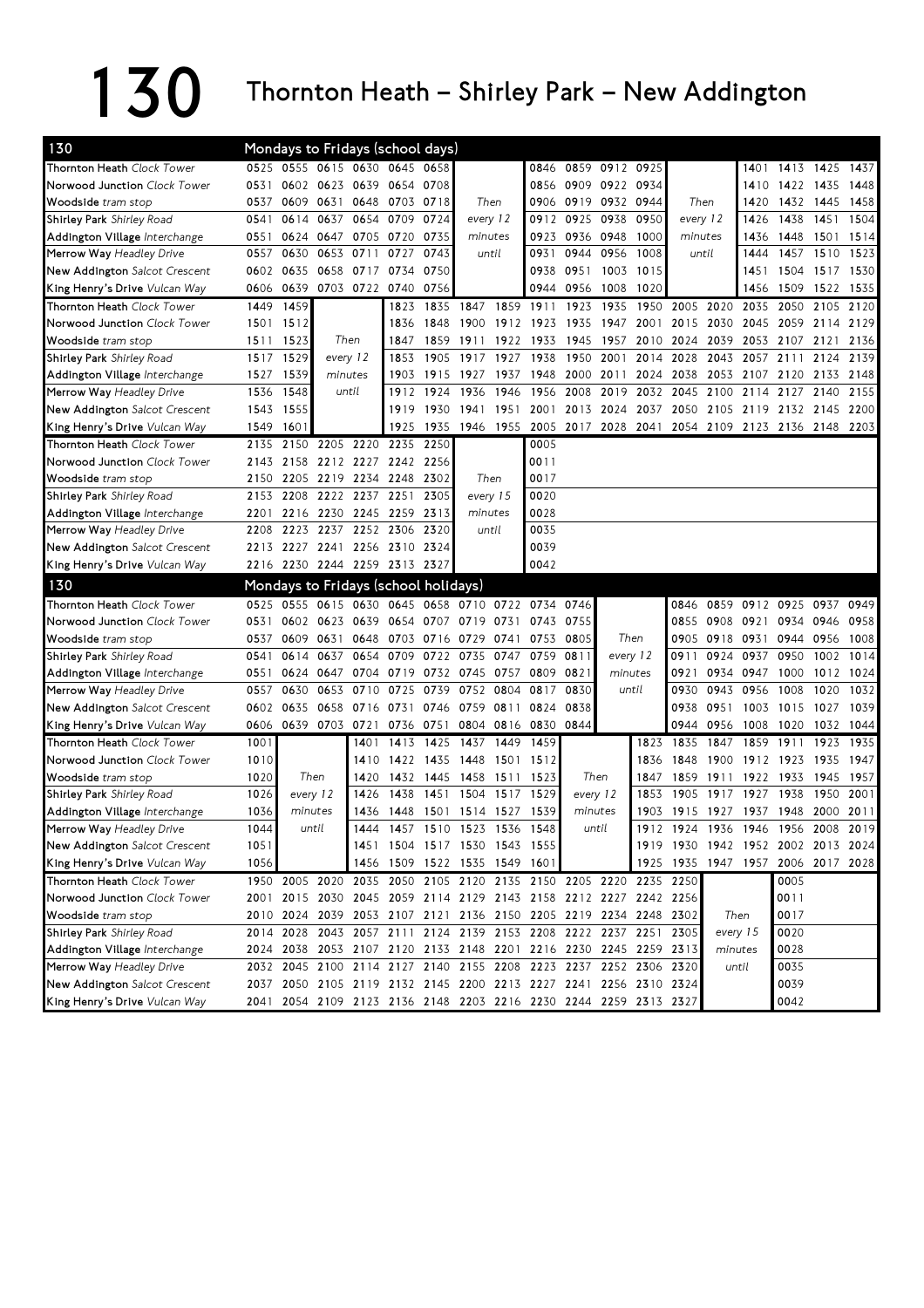# 130 Thornton Heath – Shirley Park – New Addington

## 130 Mondays to Fridays (school days)

| Stop | | | | | | | | | | | | | | | | | | |
|---|---|---|---|---|---|---|---|---|---|---|---|---|---|---|---|---|---|---|
| Thornton Heath *Clock Tower* | 0525 | 0555 | 0615 | 0630 | 0645 | 0658 | | | 0846 | 0859 | 0912 | 0925 | | | 1401 | 1413 | 1425 | 1437 |
| Norwood Junction *Clock Tower* | 0531 | 0602 | 0623 | 0639 | 0654 | 0708 | | | 0856 | 0909 | 0922 | 0934 | | | 1410 | 1422 | 1435 | 1448 |
| Woodside *tram stop* | 0537 | 0609 | 0631 | 0648 | 0703 | 0718 | Then | | 0906 | 0919 | 0932 | 0944 | Then | | 1420 | 1432 | 1445 | 1458 |
| Shirley Park *Shirley Road* | 0541 | 0614 | 0637 | 0654 | 0709 | 0724 | every 12 | | 0912 | 0925 | 0938 | 0950 | every 12 | | 1426 | 1438 | 1451 | 1504 |
| Addington Village *Interchange* | 0551 | 0624 | 0647 | 0705 | 0720 | 0735 | minutes | | 0923 | 0936 | 0948 | 1000 | minutes | | 1436 | 1448 | 1501 | 1514 |
| Merrow Way *Headley Drive* | 0557 | 0630 | 0653 | 0711 | 0727 | 0743 | until | | 0931 | 0944 | 0956 | 1008 | until | | 1444 | 1457 | 1510 | 1523 |
| New Addington *Salcot Crescent* | 0602 | 0635 | 0658 | 0717 | 0734 | 0750 | | | 0938 | 0951 | 1003 | 1015 | | | 1451 | 1504 | 1517 | 1530 |
| King Henry's Drive *Vulcan Way* | 0606 | 0639 | 0703 | 0722 | 0740 | 0756 | | | 0944 | 0956 | 1008 | 1020 | | | 1456 | 1509 | 1522 | 1535 |

| Stop | | | | | | | | | | | | | | | | | | |
|---|---|---|---|---|---|---|---|---|---|---|---|---|---|---|---|---|---|---|
| Thornton Heath *Clock Tower* | 1449 | 1459 | | | 1823 | 1835 | 1847 | 1859 | 1911 | 1923 | 1935 | 1950 | 2005 | 2020 | 2035 | 2050 | 2105 | 2120 |
| Norwood Junction *Clock Tower* | 1501 | 1512 | | | 1836 | 1848 | 1900 | 1912 | 1923 | 1935 | 1947 | 2001 | 2015 | 2030 | 2045 | 2059 | 2114 | 2129 |
| Woodside *tram stop* | 1511 | 1523 | Then | | 1847 | 1859 | 1911 | 1922 | 1933 | 1945 | 1957 | 2010 | 2024 | 2039 | 2053 | 2107 | 2121 | 2136 |
| Shirley Park *Shirley Road* | 1517 | 1529 | every 12 | | 1853 | 1905 | 1917 | 1927 | 1938 | 1950 | 2001 | 2014 | 2028 | 2043 | 2057 | 2111 | 2124 | 2139 |
| Addington Village *Interchange* | 1527 | 1539 | minutes | | 1903 | 1915 | 1927 | 1937 | 1948 | 2000 | 2011 | 2024 | 2038 | 2053 | 2107 | 2120 | 2133 | 2148 |
| Merrow Way *Headley Drive* | 1536 | 1548 | until | | 1912 | 1924 | 1936 | 1946 | 1956 | 2008 | 2019 | 2032 | 2045 | 2100 | 2114 | 2127 | 2140 | 2155 |
| New Addington *Salcot Crescent* | 1543 | 1555 | | | 1919 | 1930 | 1941 | 1951 | 2001 | 2013 | 2024 | 2037 | 2050 | 2105 | 2119 | 2132 | 2145 | 2200 |
| King Henry's Drive *Vulcan Way* | 1549 | 1601 | | | 1925 | 1935 | 1946 | 1955 | 2005 | 2017 | 2028 | 2041 | 2054 | 2109 | 2123 | 2136 | 2148 | 2203 |

| Stop | | | | | | | | | |
|---|---|---|---|---|---|---|---|---|---|
| Thornton Heath *Clock Tower* | 2135 | 2150 | 2205 | 2220 | 2235 | 2250 | | | 0005 |
| Norwood Junction *Clock Tower* | 2143 | 2158 | 2212 | 2227 | 2242 | 2256 | | | 0011 |
| Woodside *tram stop* | 2150 | 2205 | 2219 | 2234 | 2248 | 2302 | Then | | 0017 |
| Shirley Park *Shirley Road* | 2153 | 2208 | 2222 | 2237 | 2251 | 2305 | every 15 | | 0020 |
| Addington Village *Interchange* | 2201 | 2216 | 2230 | 2245 | 2259 | 2313 | minutes | | 0028 |
| Merrow Way *Headley Drive* | 2208 | 2223 | 2237 | 2252 | 2306 | 2320 | until | | 0035 |
| New Addington *Salcot Crescent* | 2213 | 2227 | 2241 | 2256 | 2310 | 2324 | | | 0039 |
| King Henry's Drive *Vulcan Way* | 2216 | 2230 | 2244 | 2259 | 2313 | 2327 | | | 0042 |

## 130 Mondays to Fridays (school holidays)

| Stop | | | | | | | | | | | | | | | | | | |
|---|---|---|---|---|---|---|---|---|---|---|---|---|---|---|---|---|---|---|
| Thornton Heath *Clock Tower* | 0525 | 0555 | 0615 | 0630 | 0645 | 0658 | 0710 | 0722 | 0734 | 0746 | | | 0846 | 0859 | 0912 | 0925 | 0937 | 0949 |
| Norwood Junction *Clock Tower* | 0531 | 0602 | 0623 | 0639 | 0654 | 0707 | 0719 | 0731 | 0743 | 0755 | | | 0855 | 0908 | 0921 | 0934 | 0946 | 0958 |
| Woodside *tram stop* | 0537 | 0609 | 0631 | 0648 | 0703 | 0716 | 0729 | 0741 | 0753 | 0805 | Then | | 0905 | 0918 | 0931 | 0944 | 0956 | 1008 |
| Shirley Park *Shirley Road* | 0541 | 0614 | 0637 | 0654 | 0709 | 0722 | 0735 | 0747 | 0759 | 0811 | every 12 | | 0911 | 0924 | 0937 | 0950 | 1002 | 1014 |
| Addington Village *Interchange* | 0551 | 0624 | 0647 | 0704 | 0719 | 0732 | 0745 | 0757 | 0809 | 0821 | minutes | | 0921 | 0934 | 0947 | 1000 | 1012 | 1024 |
| Merrow Way *Headley Drive* | 0557 | 0630 | 0653 | 0710 | 0725 | 0739 | 0752 | 0804 | 0817 | 0830 | until | | 0930 | 0943 | 0956 | 1008 | 1020 | 1032 |
| New Addington *Salcot Crescent* | 0602 | 0635 | 0658 | 0716 | 0731 | 0746 | 0759 | 0811 | 0824 | 0838 | | | 0938 | 0951 | 1003 | 1015 | 1027 | 1039 |
| King Henry's Drive *Vulcan Way* | 0606 | 0639 | 0703 | 0721 | 0736 | 0751 | 0804 | 0816 | 0830 | 0844 | | | 0944 | 0956 | 1008 | 1020 | 1032 | 1044 |

| Stop | | | | | | | | | | | | | | | | | | |
|---|---|---|---|---|---|---|---|---|---|---|---|---|---|---|---|---|---|---|
| Thornton Heath *Clock Tower* | 1001 | | | 1401 | 1413 | 1425 | 1437 | 1449 | 1459 | | | 1823 | 1835 | 1847 | 1859 | 1911 | 1923 | 1935 |
| Norwood Junction *Clock Tower* | 1010 | | | 1410 | 1422 | 1435 | 1448 | 1501 | 1512 | | | 1836 | 1848 | 1900 | 1912 | 1923 | 1935 | 1947 |
| Woodside *tram stop* | 1020 | Then | | 1420 | 1432 | 1445 | 1458 | 1511 | 1523 | Then | | 1847 | 1859 | 1911 | 1922 | 1933 | 1945 | 1957 |
| Shirley Park *Shirley Road* | 1026 | every 12 | | 1426 | 1438 | 1451 | 1504 | 1517 | 1529 | every 12 | | 1853 | 1905 | 1917 | 1927 | 1938 | 1950 | 2001 |
| Addington Village *Interchange* | 1036 | minutes | | 1436 | 1448 | 1501 | 1514 | 1527 | 1539 | minutes | | 1903 | 1915 | 1927 | 1937 | 1948 | 2000 | 2011 |
| Merrow Way *Headley Drive* | 1044 | until | | 1444 | 1457 | 1510 | 1523 | 1536 | 1548 | until | | 1912 | 1924 | 1936 | 1946 | 1956 | 2008 | 2019 |
| New Addington *Salcot Crescent* | 1051 | | | 1451 | 1504 | 1517 | 1530 | 1543 | 1555 | | | 1919 | 1930 | 1942 | 1952 | 2002 | 2013 | 2024 |
| King Henry's Drive *Vulcan Way* | 1056 | | | 1456 | 1509 | 1522 | 1535 | 1549 | 1601 | | | 1925 | 1935 | 1947 | 1957 | 2006 | 2017 | 2028 |

| Stop | | | | | | | | | | | | | | | | |
|---|---|---|---|---|---|---|---|---|---|---|---|---|---|---|---|---|
| Thornton Heath *Clock Tower* | 1950 | 2005 | 2020 | 2035 | 2050 | 2105 | 2120 | 2135 | 2150 | 2205 | 2220 | 2235 | 2250 | | | 0005 |
| Norwood Junction *Clock Tower* | 2001 | 2015 | 2030 | 2045 | 2059 | 2114 | 2129 | 2143 | 2158 | 2212 | 2227 | 2242 | 2256 | | | 0011 |
| Woodside *tram stop* | 2010 | 2024 | 2039 | 2053 | 2107 | 2121 | 2136 | 2150 | 2205 | 2219 | 2234 | 2248 | 2302 | Then | | 0017 |
| Shirley Park *Shirley Road* | 2014 | 2028 | 2043 | 2057 | 2111 | 2124 | 2139 | 2153 | 2208 | 2222 | 2237 | 2251 | 2305 | every 15 | | 0020 |
| Addington Village *Interchange* | 2024 | 2038 | 2053 | 2107 | 2120 | 2133 | 2148 | 2201 | 2216 | 2230 | 2245 | 2259 | 2313 | minutes | | 0028 |
| Merrow Way *Headley Drive* | 2032 | 2045 | 2100 | 2114 | 2127 | 2140 | 2155 | 2208 | 2223 | 2237 | 2252 | 2306 | 2320 | until | | 0035 |
| New Addington *Salcot Crescent* | 2037 | 2050 | 2105 | 2119 | 2132 | 2145 | 2200 | 2213 | 2227 | 2241 | 2256 | 2310 | 2324 | | | 0039 |
| King Henry's Drive *Vulcan Way* | 2041 | 2054 | 2109 | 2123 | 2136 | 2148 | 2203 | 2216 | 2230 | 2244 | 2259 | 2313 | 2327 | | | 0042 |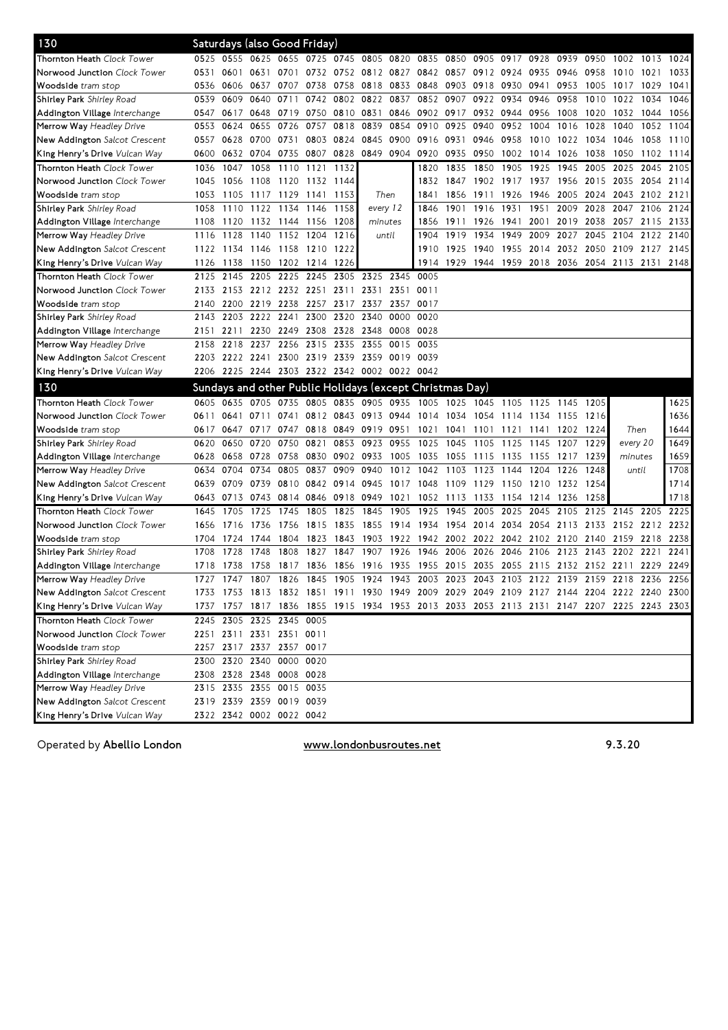## 130 Saturdays (also Good Friday)

| | | | | | | | | | | | | | | | | | | |
|---|---|---|---|---|---|---|---|---|---|---|---|---|---|---|---|---|---|---|
| **Thornton Heath** *Clock Tower* | 0525 | 0555 | 0625 | 0655 | 0725 | 0745 | 0805 | 0820 | 0835 | 0850 | 0905 | 0917 | 0928 | 0939 | 0950 | 1002 | 1013 | 1024 |
| **Norwood Junction** *Clock Tower* | 0531 | 0601 | 0631 | 0701 | 0732 | 0752 | 0812 | 0827 | 0842 | 0857 | 0912 | 0924 | 0935 | 0946 | 0958 | 1010 | 1021 | 1033 |
| **Woodside** *tram stop* | 0536 | 0606 | 0637 | 0707 | 0738 | 0758 | 0818 | 0833 | 0848 | 0903 | 0918 | 0930 | 0941 | 0953 | 1005 | 1017 | 1029 | 1041 |
| **Shirley Park** *Shirley Road* | 0539 | 0609 | 0640 | 0711 | 0742 | 0802 | 0822 | 0837 | 0852 | 0907 | 0922 | 0934 | 0946 | 0958 | 1010 | 1022 | 1034 | 1046 |
| **Addington Village** *Interchange* | 0547 | 0617 | 0648 | 0719 | 0750 | 0810 | 0831 | 0846 | 0902 | 0917 | 0932 | 0944 | 0956 | 1008 | 1020 | 1032 | 1044 | 1056 |
| **Merrow Way** *Headley Drive* | 0553 | 0624 | 0655 | 0726 | 0757 | 0818 | 0839 | 0854 | 0910 | 0925 | 0940 | 0952 | 1004 | 1016 | 1028 | 1040 | 1052 | 1104 |
| **New Addington** *Salcot Crescent* | 0557 | 0628 | 0700 | 0731 | 0803 | 0824 | 0845 | 0900 | 0916 | 0931 | 0946 | 0958 | 1010 | 1022 | 1034 | 1046 | 1058 | 1110 |
| **King Henry's Drive** *Vulcan Way* | 0600 | 0632 | 0704 | 0735 | 0807 | 0828 | 0849 | 0904 | 0920 | 0935 | 0950 | 1002 | 1014 | 1026 | 1038 | 1050 | 1102 | 1114 |

| | | | | | | | | | | | | | | | | | |
|---|---|---|---|---|---|---|---|---|---|---|---|---|---|---|---|---|---|
| **Thornton Heath** *Clock Tower* | 1036 | 1047 | 1058 | 1110 | 1121 | 1132 | Then | 1820 | 1835 | 1850 | 1905 | 1925 | 1945 | 2005 | 2025 | 2045 | 2105 |
| **Norwood Junction** *Clock Tower* | 1045 | 1056 | 1108 | 1120 | 1132 | 1144 | every 12 | 1832 | 1847 | 1902 | 1917 | 1937 | 1956 | 2015 | 2035 | 2054 | 2114 |
| **Woodside** *tram stop* | 1053 | 1105 | 1117 | 1129 | 1141 | 1153 | minutes | 1841 | 1856 | 1911 | 1926 | 1946 | 2005 | 2024 | 2043 | 2102 | 2121 |
| **Shirley Park** *Shirley Road* | 1058 | 1110 | 1122 | 1134 | 1146 | 1158 | until | 1846 | 1901 | 1916 | 1931 | 1951 | 2009 | 2028 | 2047 | 2106 | 2124 |
| **Addington Village** *Interchange* | 1108 | 1120 | 1132 | 1144 | 1156 | 1208 | | 1856 | 1911 | 1926 | 1941 | 2001 | 2019 | 2038 | 2057 | 2115 | 2133 |
| **Merrow Way** *Headley Drive* | 1116 | 1128 | 1140 | 1152 | 1204 | 1216 | | 1904 | 1919 | 1934 | 1949 | 2009 | 2027 | 2045 | 2104 | 2122 | 2140 |
| **New Addington** *Salcot Crescent* | 1122 | 1134 | 1146 | 1158 | 1210 | 1222 | | 1910 | 1925 | 1940 | 1955 | 2014 | 2032 | 2050 | 2109 | 2127 | 2145 |
| **King Henry's Drive** *Vulcan Way* | 1126 | 1138 | 1150 | 1202 | 1214 | 1226 | | 1914 | 1929 | 1944 | 1959 | 2018 | 2036 | 2054 | 2113 | 2131 | 2148 |

| | | | | | | | | | |
|---|---|---|---|---|---|---|---|---|---|
| **Thornton Heath** *Clock Tower* | 2125 | 2145 | 2205 | 2225 | 2245 | 2305 | 2325 | 2345 | 0005 |
| **Norwood Junction** *Clock Tower* | 2133 | 2153 | 2212 | 2232 | 2251 | 2311 | 2331 | 2351 | 0011 |
| **Woodside** *tram stop* | 2140 | 2200 | 2219 | 2238 | 2257 | 2317 | 2337 | 2357 | 0017 |
| **Shirley Park** *Shirley Road* | 2143 | 2203 | 2222 | 2241 | 2300 | 2320 | 2340 | 0000 | 0020 |
| **Addington Village** *Interchange* | 2151 | 2211 | 2230 | 2249 | 2308 | 2328 | 2348 | 0008 | 0028 |
| **Merrow Way** *Headley Drive* | 2158 | 2218 | 2237 | 2256 | 2315 | 2335 | 2355 | 0015 | 0035 |
| **New Addington** *Salcot Crescent* | 2203 | 2222 | 2241 | 2300 | 2319 | 2339 | 2359 | 0019 | 0039 |
| **King Henry's Drive** *Vulcan Way* | 2206 | 2225 | 2244 | 2303 | 2322 | 2342 | 0002 | 0022 | 0042 |

## 130 Sundays and other Public Holidays (except Christmas Day)

| | | | | | | | | | | | | | | | | | |
|---|---|---|---|---|---|---|---|---|---|---|---|---|---|---|---|---|---|
| **Thornton Heath** *Clock Tower* | 0605 | 0635 | 0705 | 0735 | 0805 | 0835 | 0905 | 0935 | 1005 | 1025 | 1045 | 1105 | 1125 | 1145 | 1205 | Then | 1625 |
| **Norwood Junction** *Clock Tower* | 0611 | 0641 | 0711 | 0741 | 0812 | 0843 | 0913 | 0944 | 1014 | 1034 | 1054 | 1114 | 1134 | 1155 | 1216 | every 20 | 1636 |
| **Woodside** *tram stop* | 0617 | 0647 | 0717 | 0747 | 0818 | 0849 | 0919 | 0951 | 1021 | 1041 | 1101 | 1121 | 1141 | 1202 | 1224 | minutes | 1644 |
| **Shirley Park** *Shirley Road* | 0620 | 0650 | 0720 | 0750 | 0821 | 0853 | 0923 | 0955 | 1025 | 1045 | 1105 | 1125 | 1145 | 1207 | 1229 | until | 1649 |
| **Addington Village** *Interchange* | 0628 | 0658 | 0728 | 0758 | 0830 | 0902 | 0933 | 1005 | 1035 | 1055 | 1115 | 1135 | 1155 | 1217 | 1239 | | 1659 |
| **Merrow Way** *Headley Drive* | 0634 | 0704 | 0734 | 0805 | 0837 | 0909 | 0940 | 1012 | 1042 | 1103 | 1123 | 1144 | 1204 | 1226 | 1248 | | 1708 |
| **New Addington** *Salcot Crescent* | 0639 | 0709 | 0739 | 0810 | 0842 | 0914 | 0945 | 1017 | 1048 | 1109 | 1129 | 1150 | 1210 | 1232 | 1254 | | 1714 |
| **King Henry's Drive** *Vulcan Way* | 0643 | 0713 | 0743 | 0814 | 0846 | 0918 | 0949 | 1021 | 1052 | 1113 | 1133 | 1154 | 1214 | 1236 | 1258 | | 1718 |

| | | | | | | | | | | | | | | | | | |
|---|---|---|---|---|---|---|---|---|---|---|---|---|---|---|---|---|---|
| **Thornton Heath** *Clock Tower* | 1645 | 1705 | 1725 | 1745 | 1805 | 1825 | 1845 | 1905 | 1925 | 1945 | 2005 | 2025 | 2045 | 2105 | 2125 | 2145 | 2205 | 2225 |
| **Norwood Junction** *Clock Tower* | 1656 | 1716 | 1736 | 1756 | 1815 | 1835 | 1855 | 1914 | 1934 | 1954 | 2014 | 2034 | 2054 | 2113 | 2133 | 2152 | 2212 | 2232 |
| **Woodside** *tram stop* | 1704 | 1724 | 1744 | 1804 | 1823 | 1843 | 1903 | 1922 | 1942 | 2002 | 2022 | 2042 | 2102 | 2120 | 2140 | 2159 | 2218 | 2238 |
| **Shirley Park** *Shirley Road* | 1708 | 1728 | 1748 | 1808 | 1827 | 1847 | 1907 | 1926 | 1946 | 2006 | 2026 | 2046 | 2106 | 2123 | 2143 | 2202 | 2221 | 2241 |
| **Addington Village** *Interchange* | 1718 | 1738 | 1758 | 1817 | 1836 | 1856 | 1916 | 1935 | 1955 | 2015 | 2035 | 2055 | 2115 | 2132 | 2152 | 2211 | 2229 | 2249 |
| **Merrow Way** *Headley Drive* | 1727 | 1747 | 1807 | 1826 | 1845 | 1905 | 1924 | 1943 | 2003 | 2023 | 2043 | 2103 | 2122 | 2139 | 2159 | 2218 | 2236 | 2256 |
| **New Addington** *Salcot Crescent* | 1733 | 1753 | 1813 | 1832 | 1851 | 1911 | 1930 | 1949 | 2009 | 2029 | 2049 | 2109 | 2127 | 2144 | 2204 | 2222 | 2240 | 2300 |
| **King Henry's Drive** *Vulcan Way* | 1737 | 1757 | 1817 | 1836 | 1855 | 1915 | 1934 | 1953 | 2013 | 2033 | 2053 | 2113 | 2131 | 2147 | 2207 | 2225 | 2243 | 2303 |

| | | | | | |
|---|---|---|---|---|---|
| **Thornton Heath** *Clock Tower* | 2245 | 2305 | 2325 | 2345 | 0005 |
| **Norwood Junction** *Clock Tower* | 2251 | 2311 | 2331 | 2351 | 0011 |
| **Woodside** *tram stop* | 2257 | 2317 | 2337 | 2357 | 0017 |
| **Shirley Park** *Shirley Road* | 2300 | 2320 | 2340 | 0000 | 0020 |
| **Addington Village** *Interchange* | 2308 | 2328 | 2348 | 0008 | 0028 |
| **Merrow Way** *Headley Drive* | 2315 | 2335 | 2355 | 0015 | 0035 |
| **New Addington** *Salcot Crescent* | 2319 | 2339 | 2359 | 0019 | 0039 |
| **King Henry's Drive** *Vulcan Way* | 2322 | 2342 | 0002 | 0022 | 0042 |

Operated by **Abellio London** www.londonbusroutes.net 9.3.20